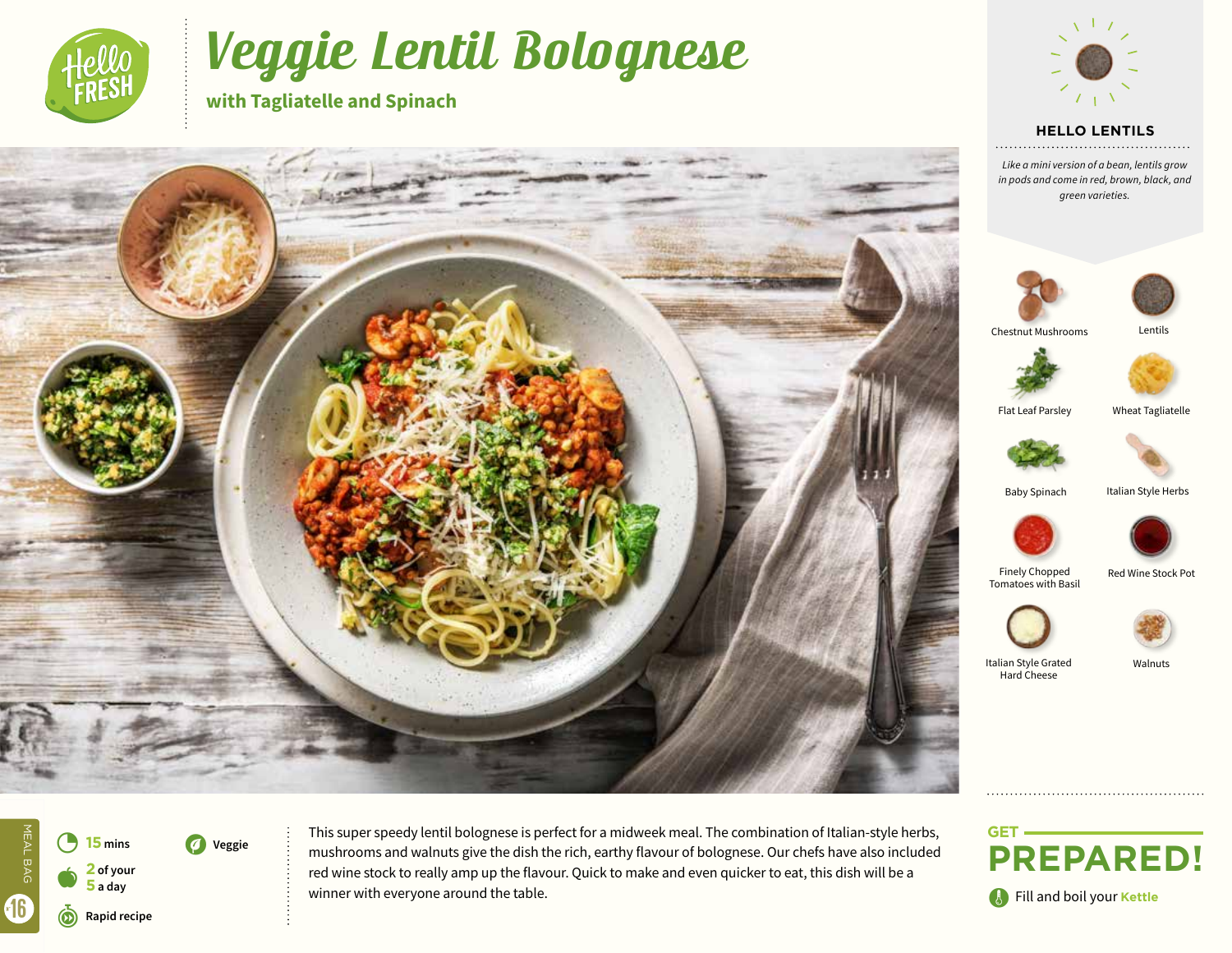# Veggie Lentil Bolognese

## with Tagliatelle and Spinach

### HELLO LENTILS

*Like a mini version of a bean, lentils grow in pods and come in red, brown, black, and green varieties.*

- Chestnut Mushrooms
- Lentils
- Flat Leaf Parsley
- Wheat Tagliatelle
- Baby Spinach
- Italian Style Herbs
- Finely Chopped Tomatoes with Basil
- Red Wine Stock Pot
- Italian Style Grated Hard Cheese
- Walnuts

MEAL BAG 16

**15 mins**

**Veggie**

**2 of your 5 a day**

**Rapid recipe**

This super speedy lentil bolognese is perfect for a midweek meal. The combination of Italian-style herbs, mushrooms and walnuts give the dish the rich, earthy flavour of bolognese. Our chefs have also included red wine stock to really amp up the flavour. Quick to make and even quicker to eat, this dish will be a winner with everyone around the table.

## GET PREPARED!

Fill and boil your **Kettle**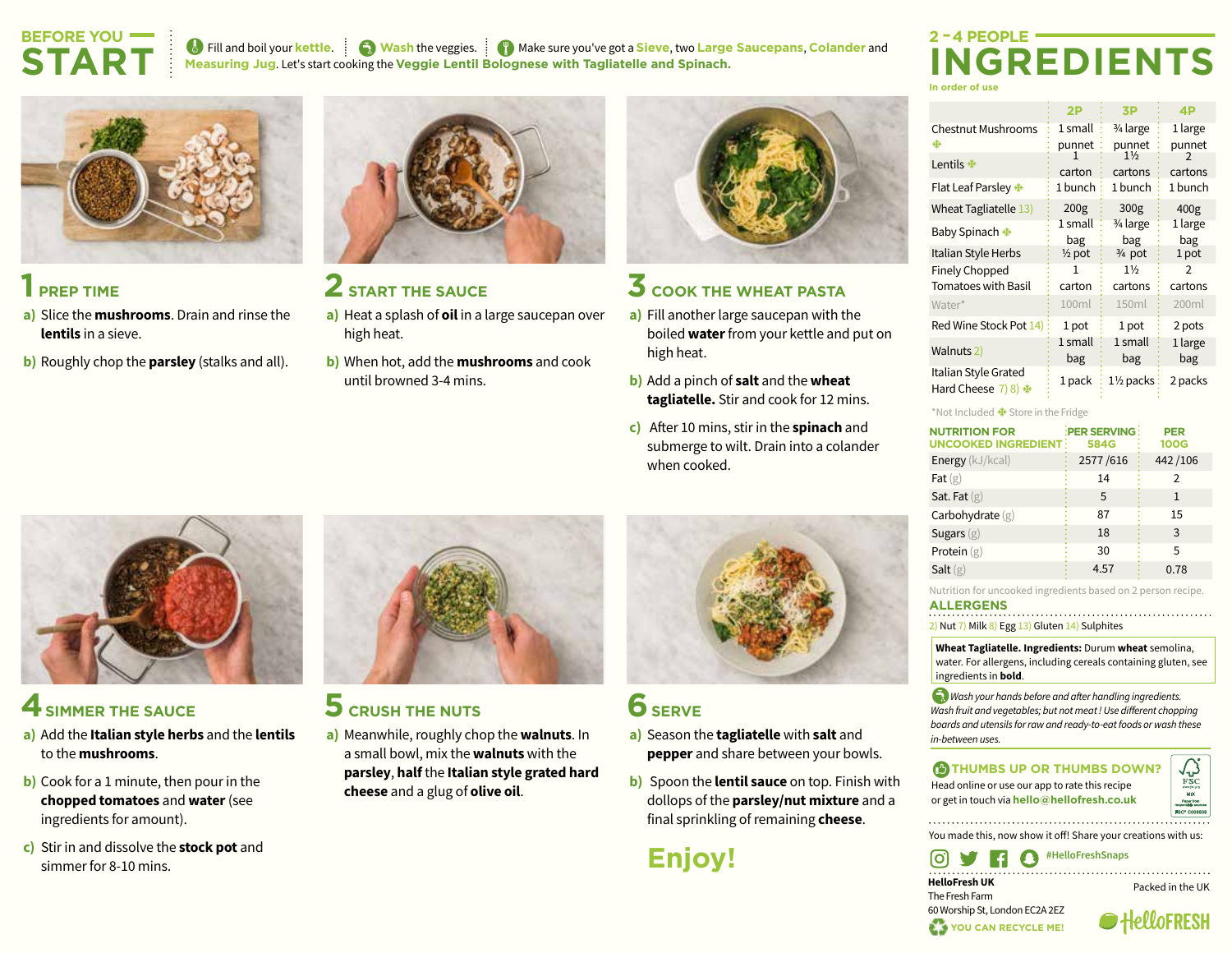# BEFORE YOU START

Fill and boil your **kettle**. | **Wash** the veggies. | Make sure you've got a **Sieve**, two **Large Saucepans**, **Colander** and **Measuring Jug**. Let's start cooking the **Veggie Lentil Bolognese with Tagliatelle and Spinach.**

## 1 PREP TIME

a) Slice the **mushrooms**. Drain and rinse the **lentils** in a sieve.

b) Roughly chop the **parsley** (stalks and all).

## 2 START THE SAUCE

a) Heat a splash of **oil** in a large saucepan over high heat.

b) When hot, add the **mushrooms** and cook until browned 3-4 mins.

## 3 COOK THE WHEAT PASTA

a) Fill another large saucepan with the boiled **water** from your kettle and put on high heat.

b) Add a pinch of **salt** and the **wheat tagliatelle.** Stir and cook for 12 mins.

c) After 10 mins, stir in the **spinach** and submerge to wilt. Drain into a colander when cooked.

## 4 SIMMER THE SAUCE

a) Add the **Italian style herbs** and the **lentils** to the **mushrooms**.

b) Cook for a 1 minute, then pour in the **chopped tomatoes** and **water** (see ingredients for amount).

c) Stir in and dissolve the **stock pot** and simmer for 8-10 mins.

## 5 CRUSH THE NUTS

a) Meanwhile, roughly chop the **walnuts**. In a small bowl, mix the **walnuts** with the **parsley**, **half** the **Italian style grated hard cheese** and a glug of **olive oil**.

## 6 SERVE

a) Season the **tagliatelle** with **salt** and **pepper** and share between your bowls.

b) Spoon the **lentil sauce** on top. Finish with dollops of the **parsley/nut mixture** and a final sprinkling of remaining **cheese**.

**Enjoy!**

# 2 - 4 PEOPLE INGREDIENTS

In order of use

| | 2P | 3P | 4P |
|---|---|---|---|
| Chestnut Mushrooms ❉ | 1 small punnet | ¾ large punnet | 1 large punnet |
| Lentils ❉ | 1 carton | 1½ cartons | 2 cartons |
| Flat Leaf Parsley ❉ | 1 bunch | 1 bunch | 1 bunch |
| Wheat Tagliatelle 13) | 200g | 300g | 400g |
| Baby Spinach ❉ | 1 small bag | ¾ large bag | 1 large bag |
| Italian Style Herbs | ½ pot | ¾ pot | 1 pot |
| Finely Chopped Tomatoes with Basil | 1 carton | 1½ cartons | 2 cartons |
| Water* | 100ml | 150ml | 200ml |
| Red Wine Stock Pot 14) | 1 pot | 1 pot | 2 pots |
| Walnuts 2) | 1 small bag | 1 small bag | 1 large bag |
| Italian Style Grated Hard Cheese 7) 8) ❉ | 1 pack | 1½ packs | 2 packs |

*Not Included ❉ Store in the Fridge

| NUTRITION FOR UNCOOKED INGREDIENT | PER SERVING 584G | PER 100G |
|---|---|---|
| Energy (kJ/kcal) | 2577 /616 | 442 /106 |
| Fat (g) | 14 | 2 |
| Sat. Fat (g) | 5 | 1 |
| Carbohydrate (g) | 87 | 15 |
| Sugars (g) | 18 | 3 |
| Protein (g) | 30 | 5 |
| Salt (g) | 4.57 | 0.78 |

Nutrition for uncooked ingredients based on 2 person recipe.

## ALLERGENS

2) Nut 7) Milk 8) Egg 13) Gluten 14) Sulphites

**Wheat Tagliatelle. Ingredients:** Durum **wheat** semolina, water. For allergens, including cereals containing gluten, see ingredients in **bold**.

*Wash your hands before and after handling ingredients. Wash fruit and vegetables; but not meat ! Use different chopping boards and utensils for raw and ready-to-eat foods or wash these in-between uses.*

## THUMBS UP OR THUMBS DOWN?

Head online or use our app to rate this recipe or get in touch via **hello@hellofresh.co.uk**

You made this, now show it off! Share your creations with us:

#HelloFreshSnaps

**HelloFresh UK**
The Fresh Farm
60 Worship St, London EC2A 2EZ

Packed in the UK

YOU CAN RECYCLE ME!

HelloFRESH